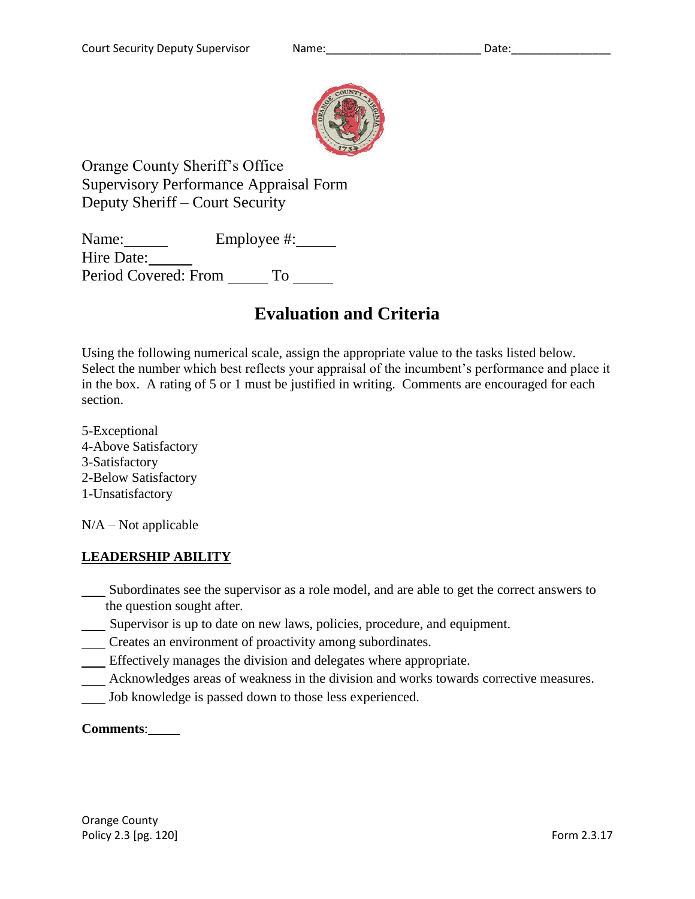Orange County Sheriff's Office
Supervisory Performance Appraisal Form
Deputy Sheriff – Court Security

Name:______ Employee #:_____
Hire Date:______
Period Covered: From _____ To _____

# Evaluation and Criteria

Using the following numerical scale, assign the appropriate value to the tasks listed below. Select the number which best reflects your appraisal of the incumbent's performance and place it in the box. A rating of 5 or 1 must be justified in writing. Comments are encouraged for each section.

5-Exceptional
4-Above Satisfactory
3-Satisfactory
2-Below Satisfactory
1-Unsatisfactory

N/A – Not applicable

## LEADERSHIP ABILITY

____ Subordinates see the supervisor as a role model, and are able to get the correct answers to the question sought after.
____ Supervisor is up to date on new laws, policies, procedure, and equipment.
____ Creates an environment of proactivity among subordinates.
____ Effectively manages the division and delegates where appropriate.
____ Acknowledges areas of weakness in the division and works towards corrective measures.
____ Job knowledge is passed down to those less experienced.

**Comments**:_____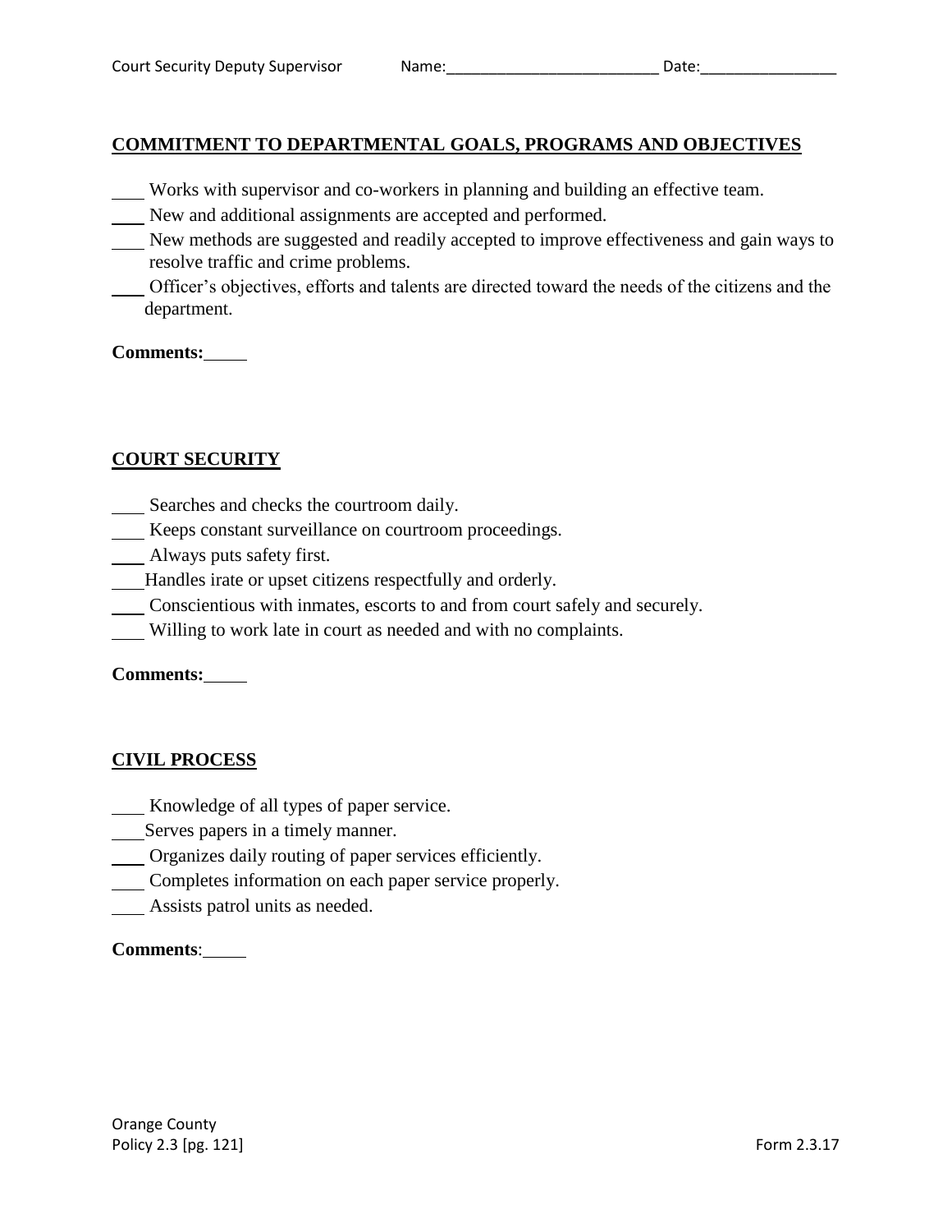## COMMITMENT TO DEPARTMENTAL GOALS, PROGRAMS AND OBJECTIVES

____ Works with supervisor and co-workers in planning and building an effective team.
____ New and additional assignments are accepted and performed.
____ New methods are suggested and readily accepted to improve effectiveness and gain ways to resolve traffic and crime problems.
____ Officer's objectives, efforts and talents are directed toward the needs of the citizens and the department.

**Comments:**_____

## COURT SECURITY

____ Searches and checks the courtroom daily.
____ Keeps constant surveillance on courtroom proceedings.
____ Always puts safety first.
____ Handles irate or upset citizens respectfully and orderly.
____ Conscientious with inmates, escorts to and from court safely and securely.
____ Willing to work late in court as needed and with no complaints.

**Comments:**_____

## CIVIL PROCESS

____ Knowledge of all types of paper service.
____ Serves papers in a timely manner.
____ Organizes daily routing of paper services efficiently.
____ Completes information on each paper service properly.
____ Assists patrol units as needed.

**Comments**:_____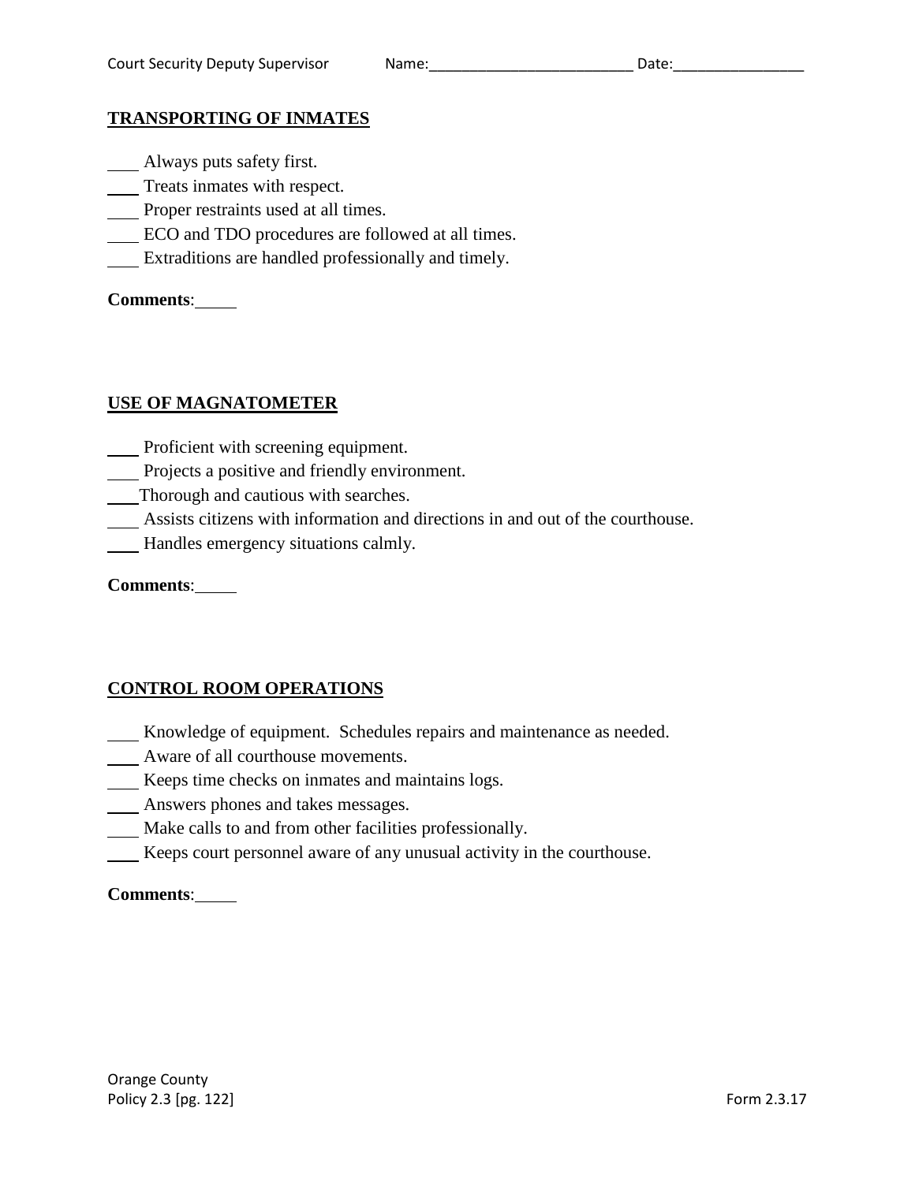## TRANSPORTING OF INMATES

\_\_\_\_ Always puts safety first.
\_\_\_\_ Treats inmates with respect.
\_\_\_\_ Proper restraints used at all times.
\_\_\_\_ ECO and TDO procedures are followed at all times.
\_\_\_\_ Extraditions are handled professionally and timely.

**Comments**:\_\_\_\_\_

## USE OF MAGNATOMETER

\_\_\_\_ Proficient with screening equipment.
\_\_\_\_ Projects a positive and friendly environment.
\_\_\_\_Thorough and cautious with searches.
\_\_\_\_ Assists citizens with information and directions in and out of the courthouse.
\_\_\_\_ Handles emergency situations calmly.

**Comments**:\_\_\_\_\_

## CONTROL ROOM OPERATIONS

\_\_\_\_ Knowledge of equipment. Schedules repairs and maintenance as needed.
\_\_\_\_ Aware of all courthouse movements.
\_\_\_\_ Keeps time checks on inmates and maintains logs.
\_\_\_\_ Answers phones and takes messages.
\_\_\_\_ Make calls to and from other facilities professionally.
\_\_\_\_ Keeps court personnel aware of any unusual activity in the courthouse.

**Comments**:\_\_\_\_\_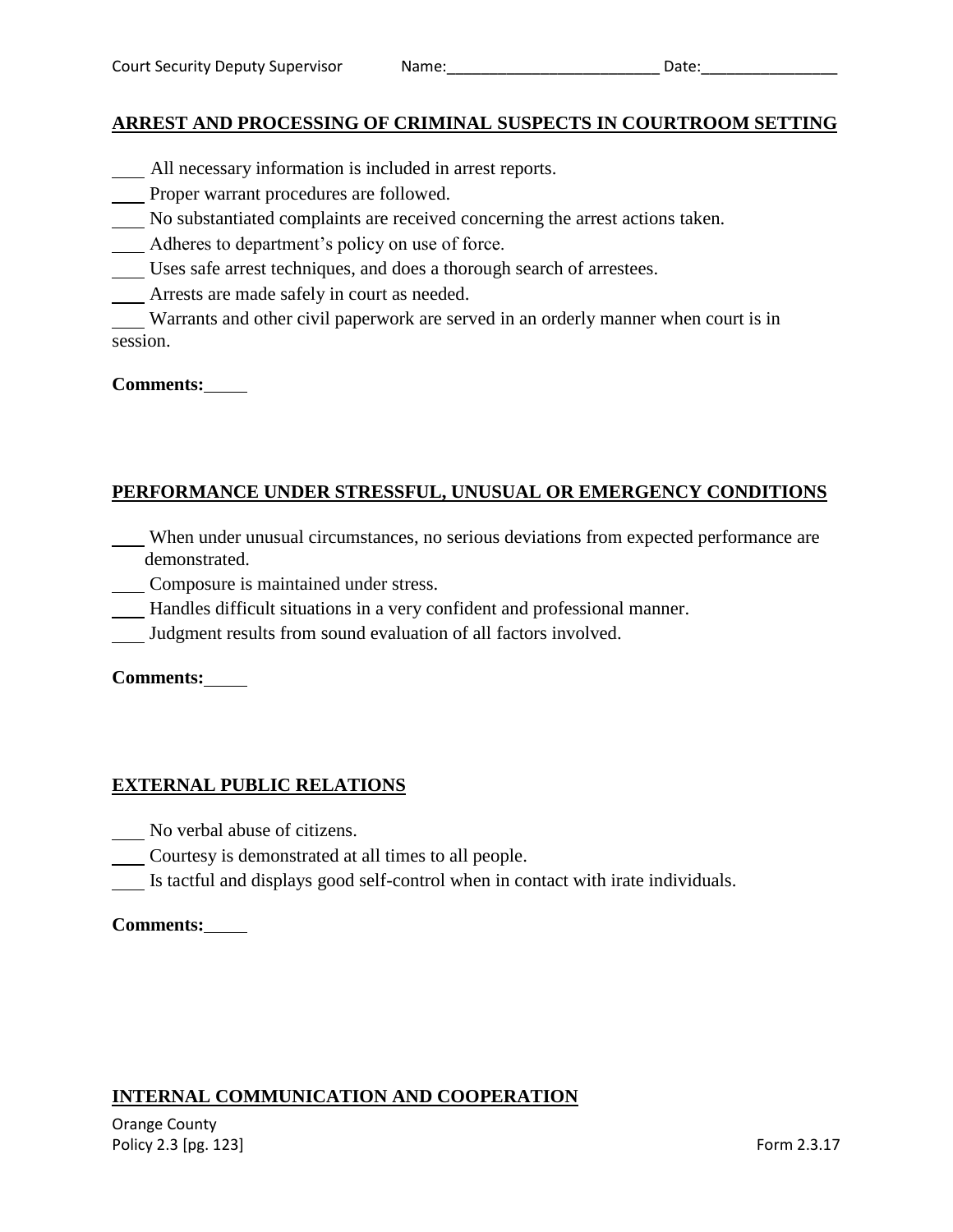## ARREST AND PROCESSING OF CRIMINAL SUSPECTS IN COURTROOM SETTING

____ All necessary information is included in arrest reports.
____ Proper warrant procedures are followed.
____ No substantiated complaints are received concerning the arrest actions taken.
____ Adheres to department's policy on use of force.
____ Uses safe arrest techniques, and does a thorough search of arrestees.
____ Arrests are made safely in court as needed.
____ Warrants and other civil paperwork are served in an orderly manner when court is in session.

**Comments:**_____

## PERFORMANCE UNDER STRESSFUL, UNUSUAL OR EMERGENCY CONDITIONS

____ When under unusual circumstances, no serious deviations from expected performance are demonstrated.
____ Composure is maintained under stress.
____ Handles difficult situations in a very confident and professional manner.
____ Judgment results from sound evaluation of all factors involved.

**Comments:**_____

## EXTERNAL PUBLIC RELATIONS

____ No verbal abuse of citizens.
____ Courtesy is demonstrated at all times to all people.
____ Is tactful and displays good self-control when in contact with irate individuals.

**Comments:**_____

## INTERNAL COMMUNICATION AND COOPERATION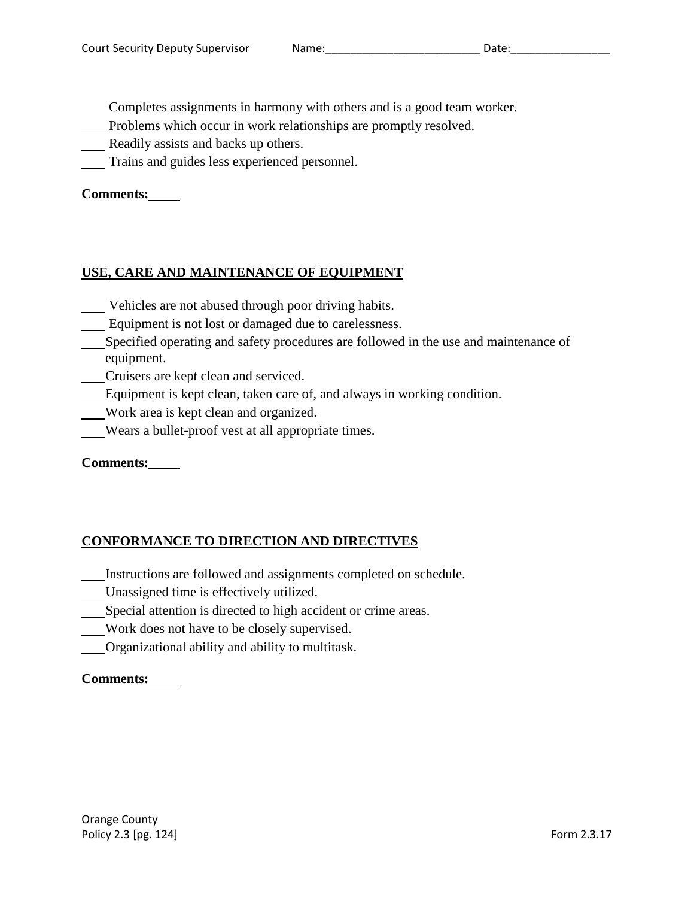___ Completes assignments in harmony with others and is a good team worker.
___ Problems which occur in work relationships are promptly resolved.
___ Readily assists and backs up others.
___ Trains and guides less experienced personnel.

**Comments:**___

## USE, CARE AND MAINTENANCE OF EQUIPMENT

___ Vehicles are not abused through poor driving habits.
___ Equipment is not lost or damaged due to carelessness.
___ Specified operating and safety procedures are followed in the use and maintenance of equipment.
___ Cruisers are kept clean and serviced.
___ Equipment is kept clean, taken care of, and always in working condition.
___ Work area is kept clean and organized.
___ Wears a bullet-proof vest at all appropriate times.

**Comments:**___

## CONFORMANCE TO DIRECTION AND DIRECTIVES

___ Instructions are followed and assignments completed on schedule.
___ Unassigned time is effectively utilized.
___ Special attention is directed to high accident or crime areas.
___ Work does not have to be closely supervised.
___ Organizational ability and ability to multitask.

**Comments:**___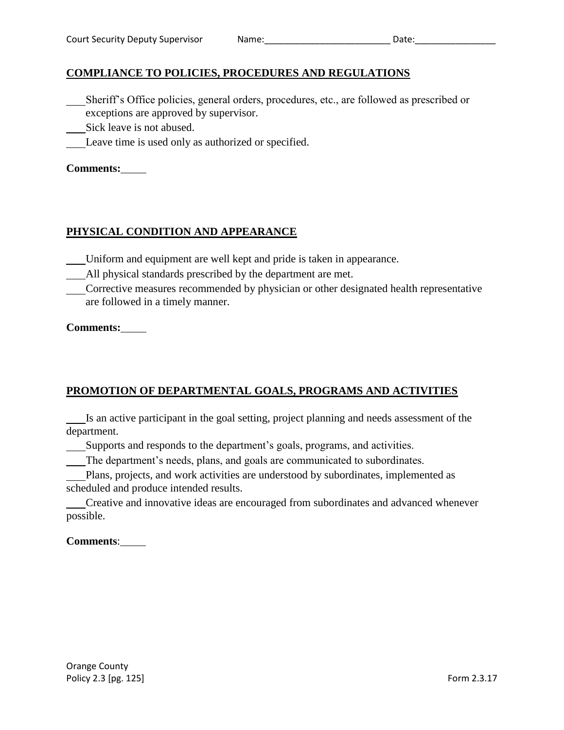## COMPLIANCE TO POLICIES, PROCEDURES AND REGULATIONS

\_\_\_Sheriff's Office policies, general orders, procedures, etc., are followed as prescribed or exceptions are approved by supervisor.
\_\_\_Sick leave is not abused.
\_\_\_Leave time is used only as authorized or specified.

**Comments:**\_\_\_\_\_

## PHYSICAL CONDITION AND APPEARANCE

\_\_\_Uniform and equipment are well kept and pride is taken in appearance.
\_\_\_All physical standards prescribed by the department are met.
\_\_\_Corrective measures recommended by physician or other designated health representative are followed in a timely manner.

**Comments:**\_\_\_\_\_

## PROMOTION OF DEPARTMENTAL GOALS, PROGRAMS AND ACTIVITIES

\_\_\_Is an active participant in the goal setting, project planning and needs assessment of the department.
\_\_\_Supports and responds to the department's goals, programs, and activities.
\_\_\_The department's needs, plans, and goals are communicated to subordinates.
\_\_\_Plans, projects, and work activities are understood by subordinates, implemented as scheduled and produce intended results.
\_\_\_Creative and innovative ideas are encouraged from subordinates and advanced whenever possible.

**Comments**:\_\_\_\_\_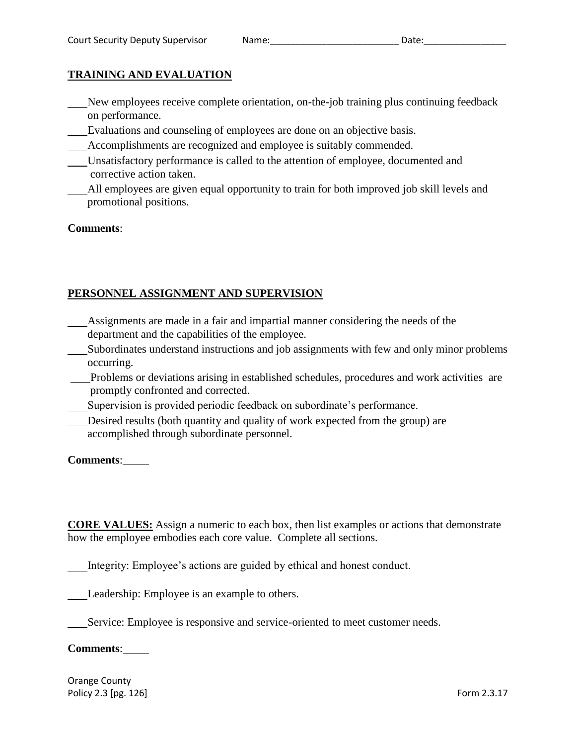Court Security Deputy Supervisor Name:_________________________ Date:________________

## TRAINING AND EVALUATION

\_\_\_New employees receive complete orientation, on-the-job training plus continuing feedback on performance.
\_\_\_Evaluations and counseling of employees are done on an objective basis.
\_\_\_Accomplishments are recognized and employee is suitably commended.
\_\_\_Unsatisfactory performance is called to the attention of employee, documented and corrective action taken.
\_\_\_All employees are given equal opportunity to train for both improved job skill levels and promotional positions.

**Comments**:\_\_\_\_\_

## PERSONNEL ASSIGNMENT AND SUPERVISION

\_\_\_Assignments are made in a fair and impartial manner considering the needs of the department and the capabilities of the employee.
\_\_\_Subordinates understand instructions and job assignments with few and only minor problems occurring.
\_\_\_Problems or deviations arising in established schedules, procedures and work activities are promptly confronted and corrected.
\_\_\_Supervision is provided periodic feedback on subordinate's performance.
\_\_\_Desired results (both quantity and quality of work expected from the group) are accomplished through subordinate personnel.

**Comments**:\_\_\_\_\_

**CORE VALUES:** Assign a numeric to each box, then list examples or actions that demonstrate how the employee embodies each core value. Complete all sections.

\_\_\_Integrity: Employee's actions are guided by ethical and honest conduct.

\_\_\_Leadership: Employee is an example to others.

\_\_\_Service: Employee is responsive and service-oriented to meet customer needs.

**Comments**:\_\_\_\_\_

Orange County
Policy 2.3 [pg. 126] Form 2.3.17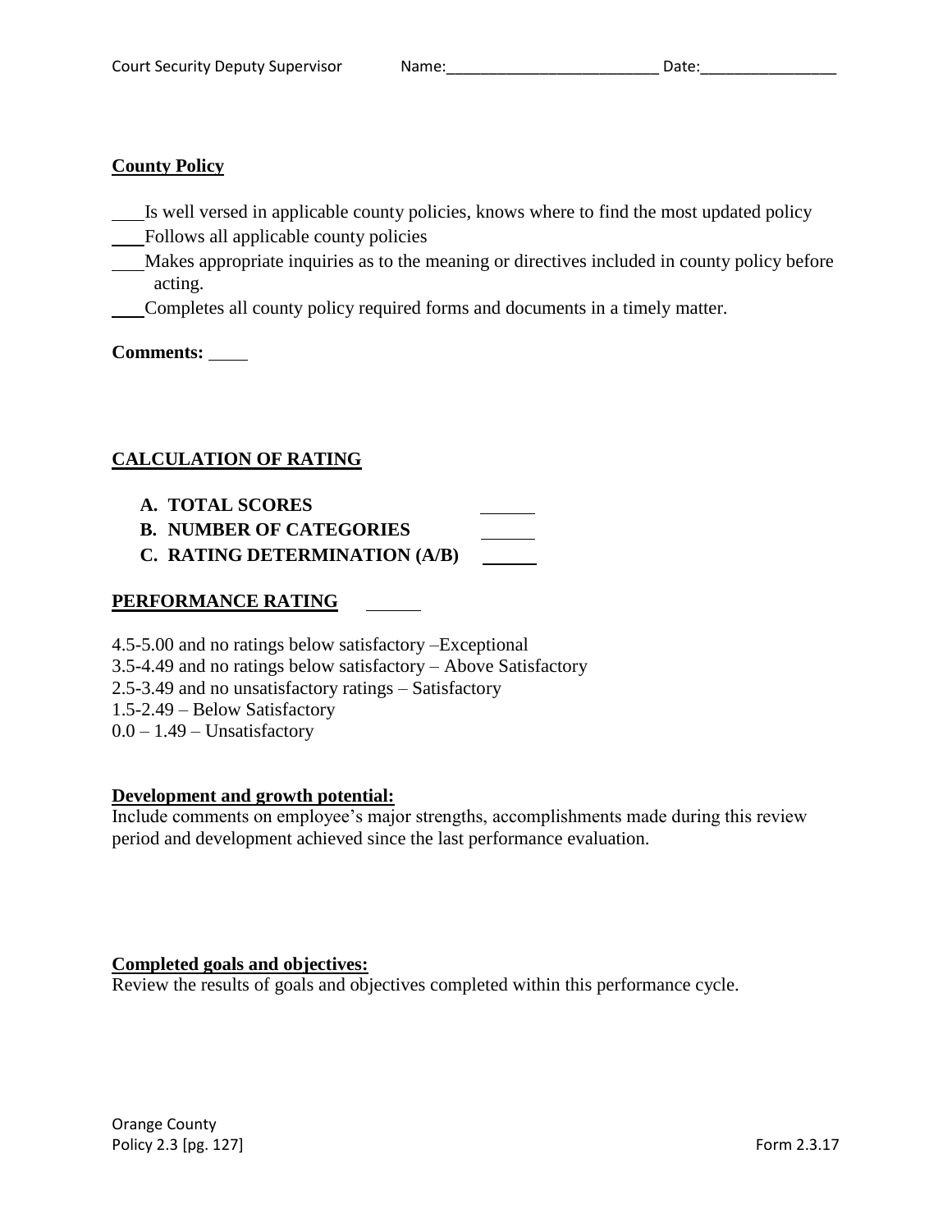**County Policy**

___Is well versed in applicable county policies, knows where to find the most updated policy
___Follows all applicable county policies
___Makes appropriate inquiries as to the meaning or directives included in county policy before acting.
___Completes all county policy required forms and documents in a timely matter.

**Comments:** ____

**CALCULATION OF RATING**

A. **TOTAL SCORES** ______
B. **NUMBER OF CATEGORIES** ______
C. **RATING DETERMINATION (A/B)** ______

**PERFORMANCE RATING** ______

4.5-5.00 and no ratings below satisfactory –Exceptional
3.5-4.49 and no ratings below satisfactory – Above Satisfactory
2.5-3.49 and no unsatisfactory ratings – Satisfactory
1.5-2.49 – Below Satisfactory
0.0 – 1.49 – Unsatisfactory

**Development and growth potential:**
Include comments on employee's major strengths, accomplishments made during this review period and development achieved since the last performance evaluation.

**Completed goals and objectives:**
Review the results of goals and objectives completed within this performance cycle.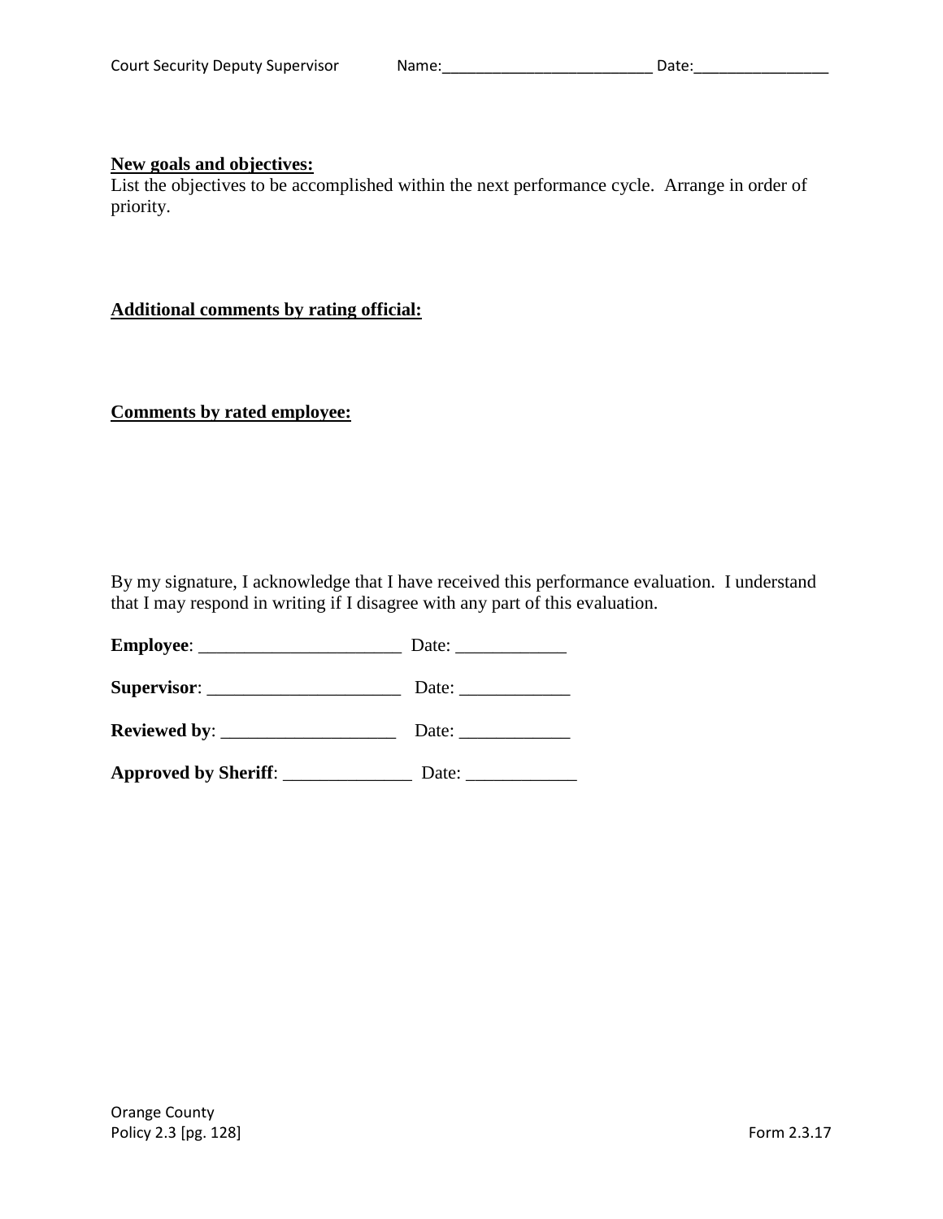**New goals and objectives:**
List the objectives to be accomplished within the next performance cycle. Arrange in order of priority.

**Additional comments by rating official:**

**Comments by rated employee:**

By my signature, I acknowledge that I have received this performance evaluation. I understand that I may respond in writing if I disagree with any part of this evaluation.

**Employee**: ______________________ Date: ____________

**Supervisor**: _____________________ Date: ____________

**Reviewed by**: ___________________ Date: ____________

**Approved by Sheriff**: ______________ Date: ____________